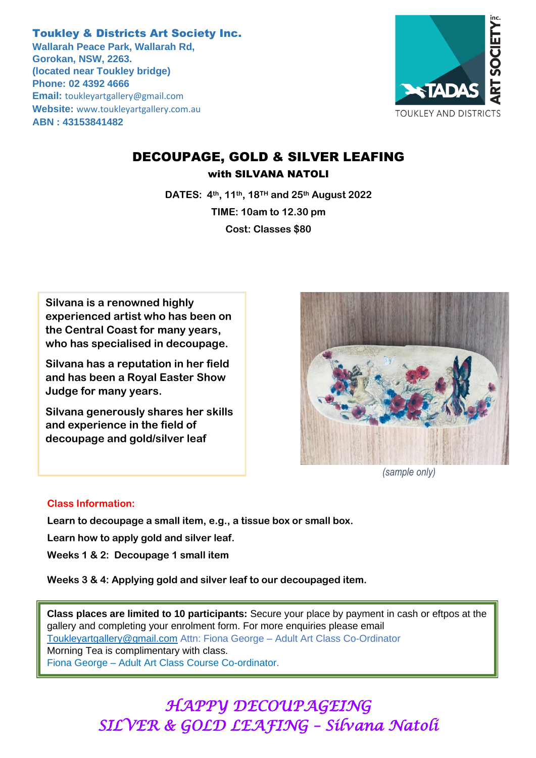**Toukley & Districts Art Society Inc.**
**Wallarah Peace Park, Wallarah Rd,**
**Gorokan, NSW, 2263.**
**(located near Toukley bridge)**
**Phone: 02 4392 4666**
**Email:** toukleyartgallery@gmail.com
**Website:** www.toukleyartgallery.com.au
**ABN : 43153841482**

TADAS ART SOCIETY inc.
TOUKLEY AND DISTRICTS

# DECOUPAGE, GOLD & SILVER LEAFING

## with SILVANA NATOLI

**DATES: 4th, 11th, 18TH and 25th August 2022**

**TIME: 10am to 12.30 pm**

**Cost: Classes $80**

**Silvana is a renowned highly experienced artist who has been on the Central Coast for many years, who has specialised in decoupage.**

**Silvana has a reputation in her field and has been a Royal Easter Show Judge for many years.**

**Silvana generously shares her skills and experience in the field of decoupage and gold/silver leaf**

*(sample only)*

**Class Information:**

**Learn to decoupage a small item, e.g., a tissue box or small box.**

**Learn how to apply gold and silver leaf.**

**Weeks 1 & 2: Decoupage 1 small item**

**Weeks 3 & 4: Applying gold and silver leaf to our decoupaged item.**

**Class places are limited to 10 participants:** Secure your place by payment in cash or eftpos at the gallery and completing your enrolment form. For more enquiries please email Toukleyartgallery@gmail.com Attn: Fiona George – Adult Art Class Co-Ordinator
Morning Tea is complimentary with class.
Fiona George – Adult Art Class Course Co-ordinator.

*HAPPY DECOUPAGEING*
*SILVER & GOLD LEAFING – Silvana Natoli*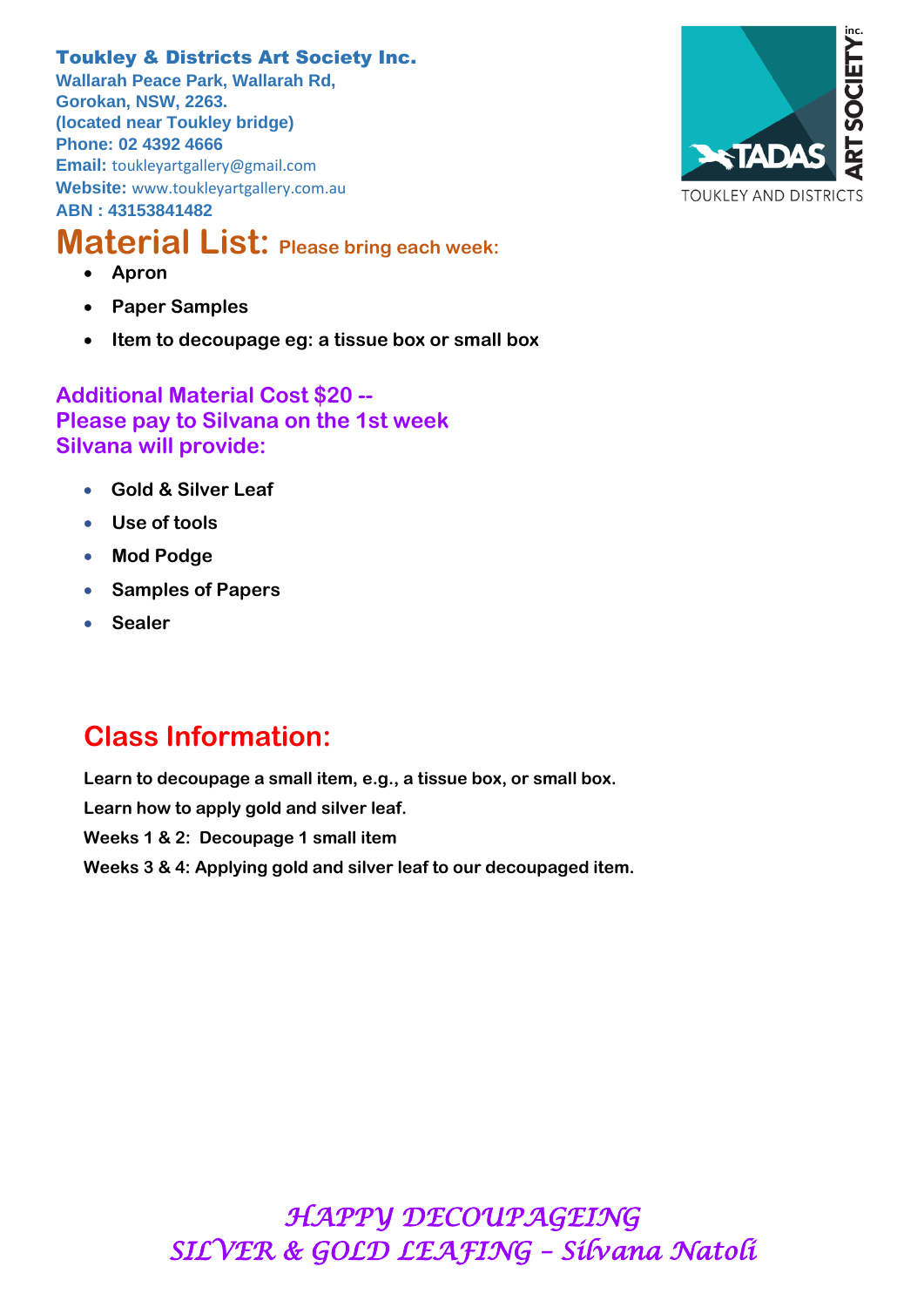**Toukley & Districts Art Society Inc.**
**Wallarah Peace Park, Wallarah Rd,**
**Gorokan, NSW, 2263.**
**(located near Toukley bridge)**
**Phone: 02 4392 4666**
**Email:** toukleyartgallery@gmail.com
**Website:** www.toukleyartgallery.com.au
**ABN : 43153841482**

# Material List: Please bring each week:

- **Apron**
- **Paper Samples**
- **Item to decoupage eg: a tissue box or small box**

**Additional Material Cost $20 --**
**Please pay to Silvana on the 1st week**
**Silvana will provide:**

- **Gold & Silver Leaf**
- **Use of tools**
- **Mod Podge**
- **Samples of Papers**
- **Sealer**

## Class Information:

**Learn to decoupage a small item, e.g., a tissue box, or small box.**

**Learn how to apply gold and silver leaf.**

**Weeks 1 & 2: Decoupage 1 small item**

**Weeks 3 & 4: Applying gold and silver leaf to our decoupaged item.**

*HAPPY DECOUPAGEING*
*SILVER & GOLD LEAFING – Silvana Natoli*